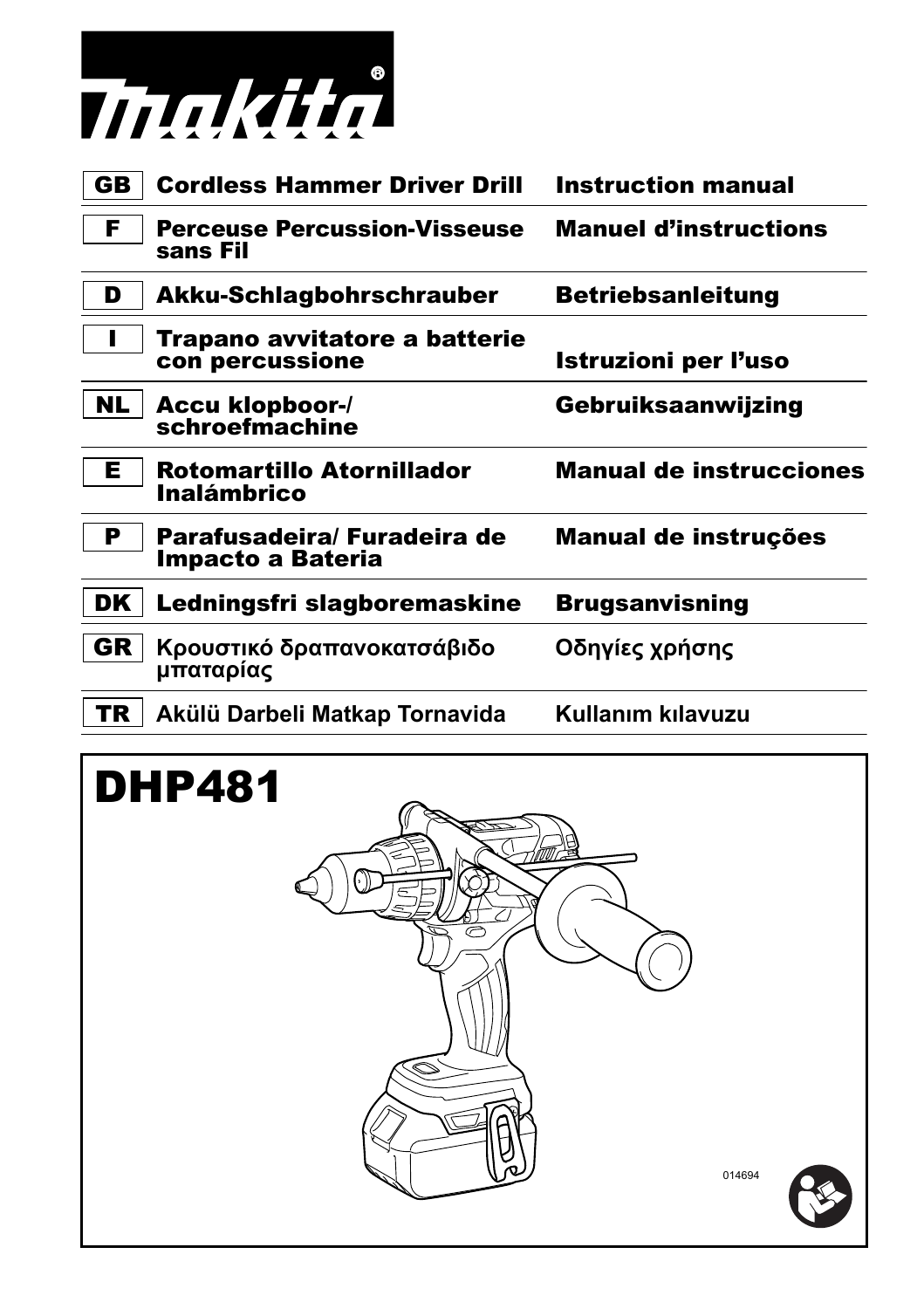makita

| | | |
|---|---|---|
| GB | Cordless Hammer Driver Drill | Instruction manual |
| F | Perceuse Percussion-Visseuse sans Fil | Manuel d'instructions |
| D | Akku-Schlagbohrschrauber | Betriebsanleitung |
| I | Trapano avvitatore a batterie con percussione | Istruzioni per l'uso |
| NL | Accu klopboor-/ schroefmachine | Gebruiksaanwijzing |
| E | Rotomartillo Atornillador Inalámbrico | Manual de instrucciones |
| P | Parafusadeira/ Furadeira de Impacto a Bateria | Manual de instruções |
| DK | Ledningsfri slagboremaskine | Brugsanvisning |
| GR | Κρουστικό δραπανοκατσάβιδο μπαταρίας | Οδηγίες χρήσης |
| TR | Akülü Darbeli Matkap Tornavida | Kullanım kılavuzu |

# DHP481

014694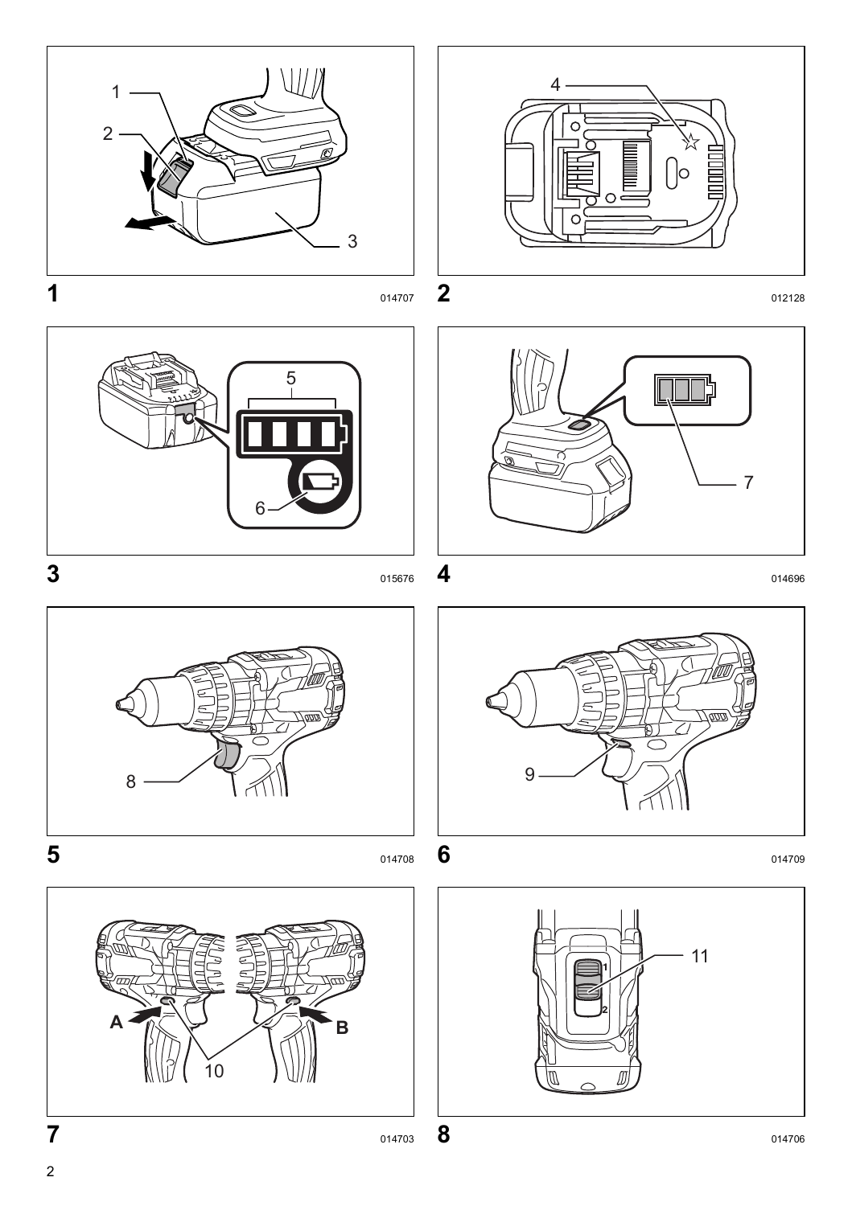1 014707

2 012128

3 015676

4 014696

5 014708

6 014709

7 014703

8 014706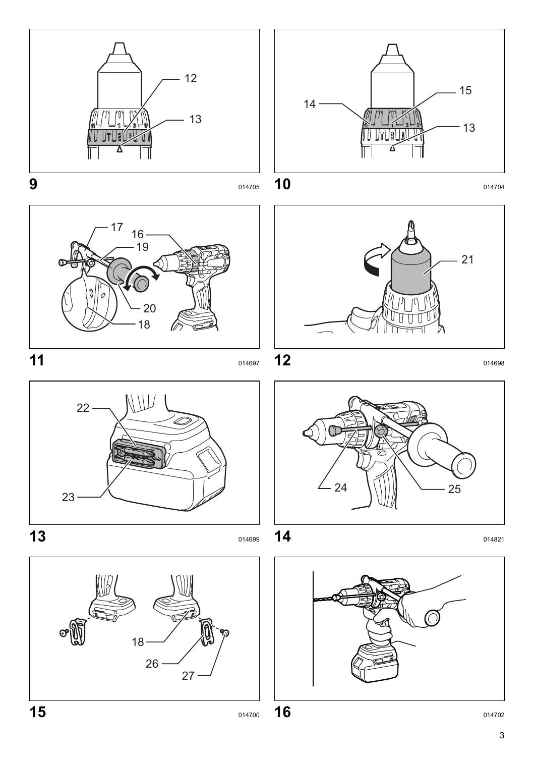9 014705

12
13

10 014704

14
15
13

11 014697

17
16
19
20
18

12 014698

21

13 014699

22
23

14 014821

24
25

15 014700

18
26
27

16 014702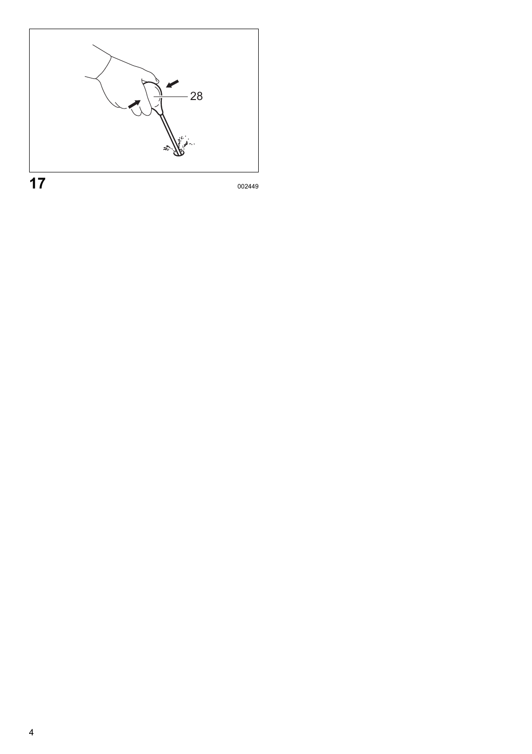28

17

002449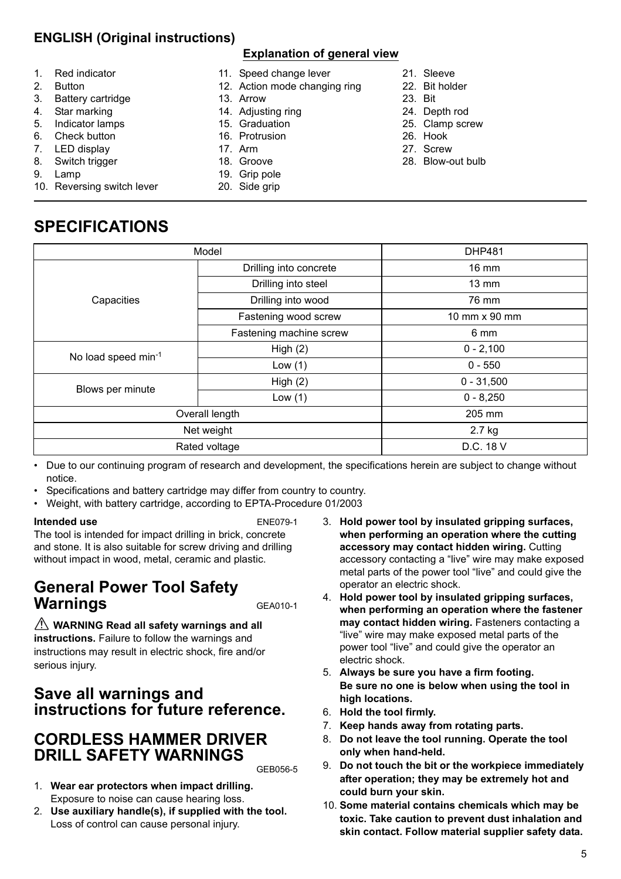**ENGLISH (Original instructions)**

**Explanation of general view**

1. Red indicator
2. Button
3. Battery cartridge
4. Star marking
5. Indicator lamps
6. Check button
7. LED display
8. Switch trigger
9. Lamp
10. Reversing switch lever
11. Speed change lever
12. Action mode changing ring
13. Arrow
14. Adjusting ring
15. Graduation
16. Protrusion
17. Arm
18. Groove
19. Grip pole
20. Side grip
21. Sleeve
22. Bit holder
23. Bit
24. Depth rod
25. Clamp screw
26. Hook
27. Screw
28. Blow-out bulb

# SPECIFICATIONS

| Model | | DHP481 |
|---|---|---|
| Capacities | Drilling into concrete | 16 mm |
| | Drilling into steel | 13 mm |
| | Drilling into wood | 76 mm |
| | Fastening wood screw | 10 mm x 90 mm |
| | Fastening machine screw | 6 mm |
| No load speed $min^{-1}$ | High (2) | 0 - 2,100 |
| | Low (1) | 0 - 550 |
| Blows per minute | High (2) | 0 - 31,500 |
| | Low (1) | 0 - 8,250 |
| Overall length | | 205 mm |
| Net weight | | 2.7 kg |
| Rated voltage | | D.C. 18 V |

- Due to our continuing program of research and development, the specifications herein are subject to change without notice.
- Specifications and battery cartridge may differ from country to country.
- Weight, with battery cartridge, according to EPTA-Procedure 01/2003

**Intended use** ENE079-1

The tool is intended for impact drilling in brick, concrete and stone. It is also suitable for screw driving and drilling without impact in wood, metal, ceramic and plastic.

## General Power Tool Safety Warnings

GEA010-1

⚠ **WARNING Read all safety warnings and all instructions.** Failure to follow the warnings and instructions may result in electric shock, fire and/or serious injury.

## Save all warnings and instructions for future reference.

## CORDLESS HAMMER DRIVER DRILL SAFETY WARNINGS

GEB056-5

1. **Wear ear protectors when impact drilling.** Exposure to noise can cause hearing loss.
2. **Use auxiliary handle(s), if supplied with the tool.** Loss of control can cause personal injury.
3. **Hold power tool by insulated gripping surfaces, when performing an operation where the cutting accessory may contact hidden wiring.** Cutting accessory contacting a "live" wire may make exposed metal parts of the power tool "live" and could give the operator an electric shock.
4. **Hold power tool by insulated gripping surfaces, when performing an operation where the fastener may contact hidden wiring.** Fasteners contacting a "live" wire may make exposed metal parts of the power tool "live" and could give the operator an electric shock.
5. **Always be sure you have a firm footing. Be sure no one is below when using the tool in high locations.**
6. **Hold the tool firmly.**
7. **Keep hands away from rotating parts.**
8. **Do not leave the tool running. Operate the tool only when hand-held.**
9. **Do not touch the bit or the workpiece immediately after operation; they may be extremely hot and could burn your skin.**
10. **Some material contains chemicals which may be toxic. Take caution to prevent dust inhalation and skin contact. Follow material supplier safety data.**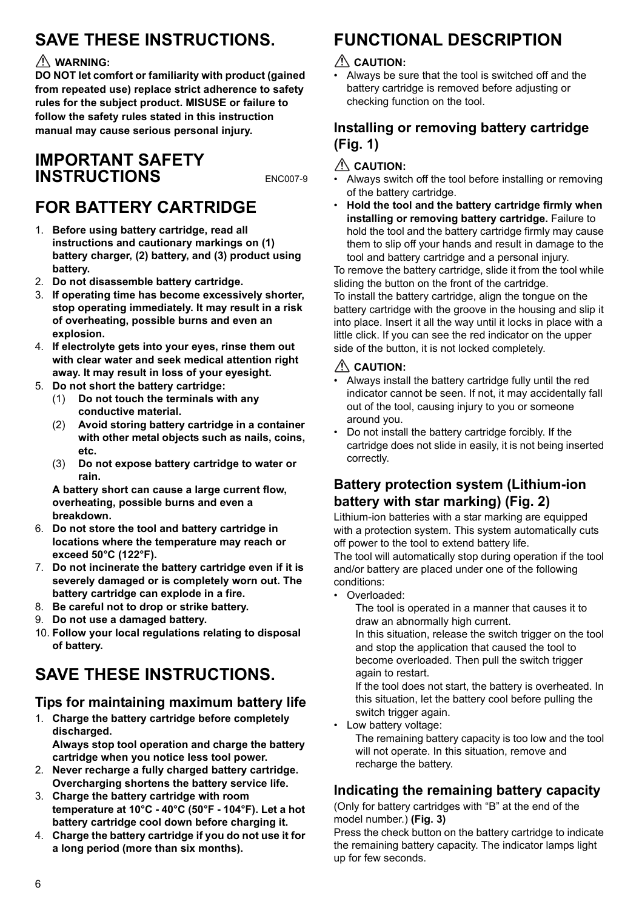# SAVE THESE INSTRUCTIONS.

⚠ **WARNING:**

**DO NOT let comfort or familiarity with product (gained from repeated use) replace strict adherence to safety rules for the subject product. MISUSE or failure to follow the safety rules stated in this instruction manual may cause serious personal injury.**

## IMPORTANT SAFETY INSTRUCTIONS

ENC007-9

# FOR BATTERY CARTRIDGE

1. **Before using battery cartridge, read all instructions and cautionary markings on (1) battery charger, (2) battery, and (3) product using battery.**
2. **Do not disassemble battery cartridge.**
3. **If operating time has become excessively shorter, stop operating immediately. It may result in a risk of overheating, possible burns and even an explosion.**
4. **If electrolyte gets into your eyes, rinse them out with clear water and seek medical attention right away. It may result in loss of your eyesight.**
5. **Do not short the battery cartridge:**
   (1) **Do not touch the terminals with any conductive material.**
   (2) **Avoid storing battery cartridge in a container with other metal objects such as nails, coins, etc.**
   (3) **Do not expose battery cartridge to water or rain.**

   **A battery short can cause a large current flow, overheating, possible burns and even a breakdown.**
6. **Do not store the tool and battery cartridge in locations where the temperature may reach or exceed 50°C (122°F).**
7. **Do not incinerate the battery cartridge even if it is severely damaged or is completely worn out. The battery cartridge can explode in a fire.**
8. **Be careful not to drop or strike battery.**
9. **Do not use a damaged battery.**
10. **Follow your local regulations relating to disposal of battery.**

# SAVE THESE INSTRUCTIONS.

### Tips for maintaining maximum battery life

1. **Charge the battery cartridge before completely discharged.**
   **Always stop tool operation and charge the battery cartridge when you notice less tool power.**
2. **Never recharge a fully charged battery cartridge. Overcharging shortens the battery service life.**
3. **Charge the battery cartridge with room temperature at 10°C - 40°C (50°F - 104°F). Let a hot battery cartridge cool down before charging it.**
4. **Charge the battery cartridge if you do not use it for a long period (more than six months).**

# FUNCTIONAL DESCRIPTION

⚠ **CAUTION:**

- Always be sure that the tool is switched off and the battery cartridge is removed before adjusting or checking function on the tool.

### Installing or removing battery cartridge (Fig. 1)

⚠ **CAUTION:**

- Always switch off the tool before installing or removing of the battery cartridge.
- **Hold the tool and the battery cartridge firmly when installing or removing battery cartridge.** Failure to hold the tool and the battery cartridge firmly may cause them to slip off your hands and result in damage to the tool and battery cartridge and a personal injury.

To remove the battery cartridge, slide it from the tool while sliding the button on the front of the cartridge.

To install the battery cartridge, align the tongue on the battery cartridge with the groove in the housing and slip it into place. Insert it all the way until it locks in place with a little click. If you can see the red indicator on the upper side of the button, it is not locked completely.

⚠ **CAUTION:**

- Always install the battery cartridge fully until the red indicator cannot be seen. If not, it may accidentally fall out of the tool, causing injury to you or someone around you.
- Do not install the battery cartridge forcibly. If the cartridge does not slide in easily, it is not being inserted correctly.

### Battery protection system (Lithium-ion battery with star marking) (Fig. 2)

Lithium-ion batteries with a star marking are equipped with a protection system. This system automatically cuts off power to the tool to extend battery life.

The tool will automatically stop during operation if the tool and/or battery are placed under one of the following conditions:

- Overloaded:
  The tool is operated in a manner that causes it to draw an abnormally high current.
  In this situation, release the switch trigger on the tool and stop the application that caused the tool to become overloaded. Then pull the switch trigger again to restart.
  If the tool does not start, the battery is overheated. In this situation, let the battery cool before pulling the switch trigger again.
- Low battery voltage:
  The remaining battery capacity is too low and the tool will not operate. In this situation, remove and recharge the battery.

### Indicating the remaining battery capacity

(Only for battery cartridges with "B" at the end of the model number.) **(Fig. 3)**

Press the check button on the battery cartridge to indicate the remaining battery capacity. The indicator lamps light up for few seconds.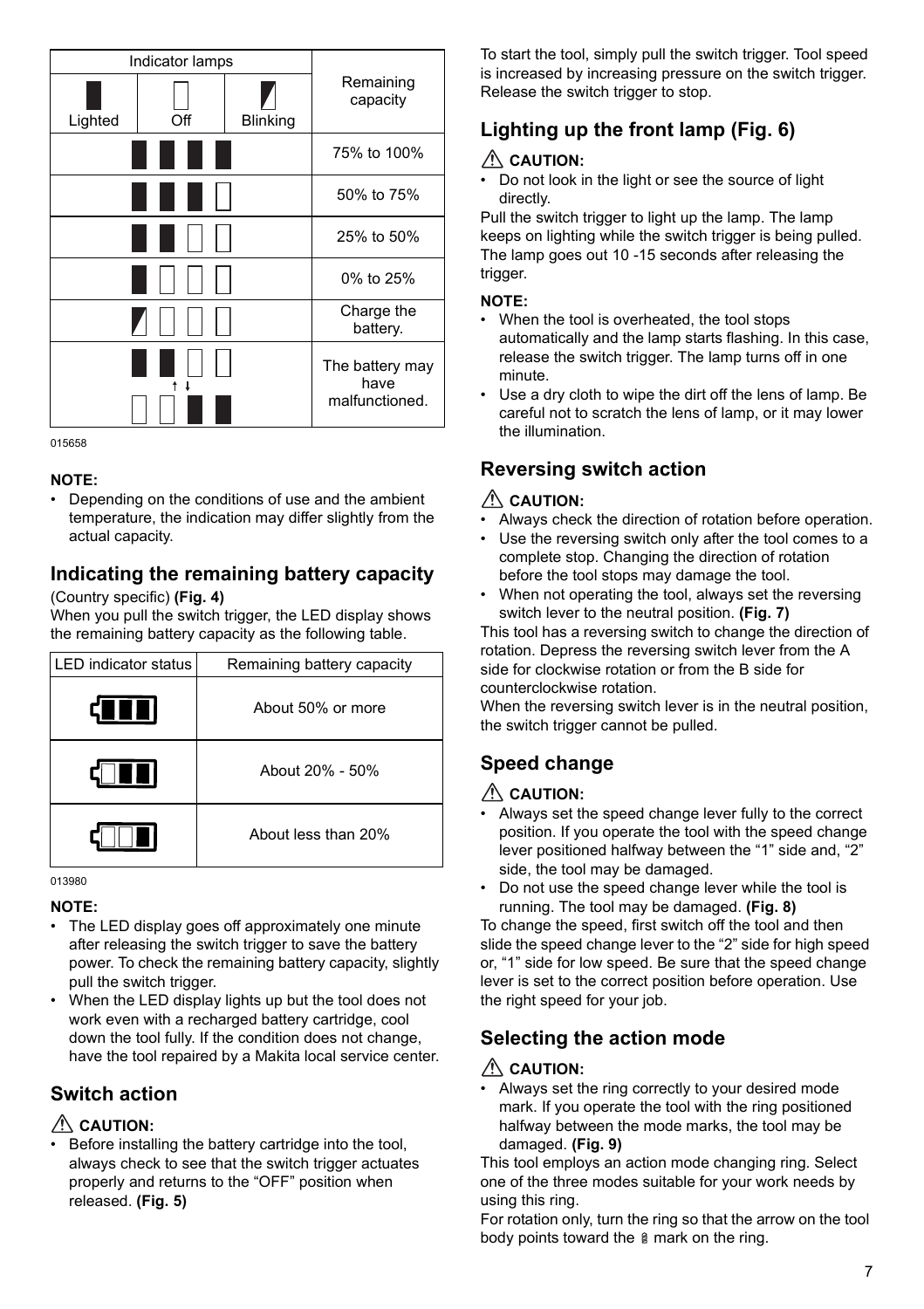| Indicator lamps | | | Remaining capacity |
|---|---|---|---|
| Lighted | Off | Blinking | |
| ■ ■ ■ ■ | | | 75% to 100% |
| ■ ■ ■ □ | | | 50% to 75% |
| ■ ■ □ □ | | | 25% to 50% |
| ■ □ □ □ | | | 0% to 25% |
| ◪ □ □ □ | | | Charge the battery. |
| ■ ■ □ □ ↑↓ □ □ ■ ■ | | | The battery may have malfunctioned. |

015658

**NOTE:**

- Depending on the conditions of use and the ambient temperature, the indication may differ slightly from the actual capacity.

## Indicating the remaining battery capacity

(Country specific) **(Fig. 4)**

When you pull the switch trigger, the LED display shows the remaining battery capacity as the following table.

| LED indicator status | Remaining battery capacity |
|---|---|
| ■■■ | About 50% or more |
| □■■ | About 20% - 50% |
| □□■ | About less than 20% |

013980

**NOTE:**

- The LED display goes off approximately one minute after releasing the switch trigger to save the battery power. To check the remaining battery capacity, slightly pull the switch trigger.
- When the LED display lights up but the tool does not work even with a recharged battery cartridge, cool down the tool fully. If the condition does not change, have the tool repaired by a Makita local service center.

## Switch action

⚠ **CAUTION:**

- Before installing the battery cartridge into the tool, always check to see that the switch trigger actuates properly and returns to the "OFF" position when released. **(Fig. 5)**

To start the tool, simply pull the switch trigger. Tool speed is increased by increasing pressure on the switch trigger. Release the switch trigger to stop.

## Lighting up the front lamp (Fig. 6)

⚠ **CAUTION:**

- Do not look in the light or see the source of light directly.

Pull the switch trigger to light up the lamp. The lamp keeps on lighting while the switch trigger is being pulled. The lamp goes out 10 -15 seconds after releasing the trigger.

**NOTE:**

- When the tool is overheated, the tool stops automatically and the lamp starts flashing. In this case, release the switch trigger. The lamp turns off in one minute.
- Use a dry cloth to wipe the dirt off the lens of lamp. Be careful not to scratch the lens of lamp, or it may lower the illumination.

## Reversing switch action

⚠ **CAUTION:**

- Always check the direction of rotation before operation.
- Use the reversing switch only after the tool comes to a complete stop. Changing the direction of rotation before the tool stops may damage the tool.
- When not operating the tool, always set the reversing switch lever to the neutral position. **(Fig. 7)**

This tool has a reversing switch to change the direction of rotation. Depress the reversing switch lever from the A side for clockwise rotation or from the B side for counterclockwise rotation.

When the reversing switch lever is in the neutral position, the switch trigger cannot be pulled.

## Speed change

⚠ **CAUTION:**

- Always set the speed change lever fully to the correct position. If you operate the tool with the speed change lever positioned halfway between the "1" side and, "2" side, the tool may be damaged.
- Do not use the speed change lever while the tool is running. The tool may be damaged. **(Fig. 8)**

To change the speed, first switch off the tool and then slide the speed change lever to the "2" side for high speed or, "1" side for low speed. Be sure that the speed change lever is set to the correct position before operation. Use the right speed for your job.

## Selecting the action mode

⚠ **CAUTION:**

- Always set the ring correctly to your desired mode mark. If you operate the tool with the ring positioned halfway between the mode marks, the tool may be damaged. **(Fig. 9)**

This tool employs an action mode changing ring. Select one of the three modes suitable for your work needs by using this ring.

For rotation only, turn the ring so that the arrow on the tool body points toward the mark on the ring.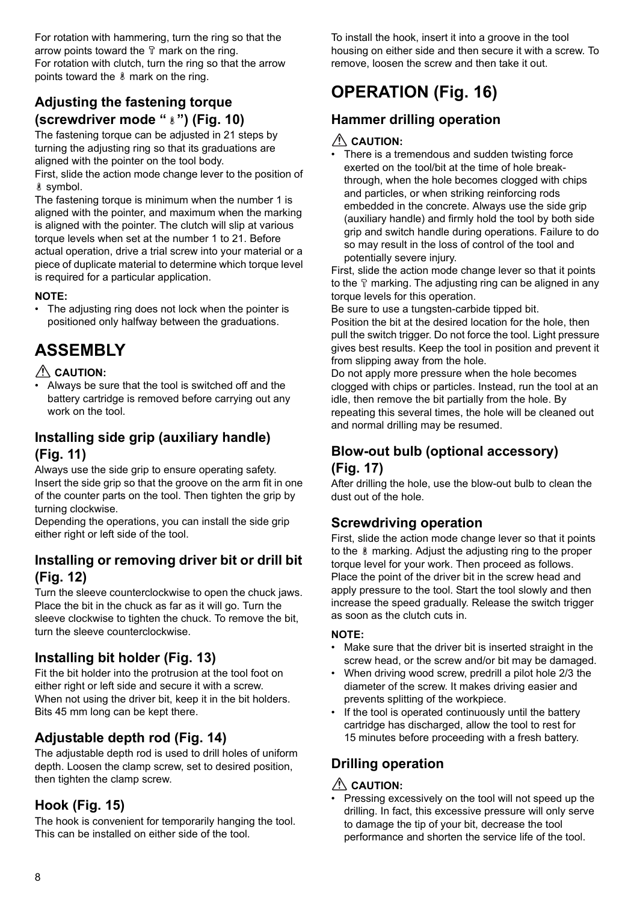For rotation with hammering, turn the ring so that the arrow points toward the 🔨 mark on the ring.
For rotation with clutch, turn the ring so that the arrow points toward the 🔩 mark on the ring.

### Adjusting the fastening torque (screwdriver mode " 🔩 ") (Fig. 10)

The fastening torque can be adjusted in 21 steps by turning the adjusting ring so that its graduations are aligned with the pointer on the tool body.
First, slide the action mode change lever to the position of 🔩 symbol.
The fastening torque is minimum when the number 1 is aligned with the pointer, and maximum when the marking is aligned with the pointer. The clutch will slip at various torque levels when set at the number 1 to 21. Before actual operation, drive a trial screw into your material or a piece of duplicate material to determine which torque level is required for a particular application.

**NOTE:**
- The adjusting ring does not lock when the pointer is positioned only halfway between the graduations.

## ASSEMBLY

⚠ **CAUTION:**
- Always be sure that the tool is switched off and the battery cartridge is removed before carrying out any work on the tool.

### Installing side grip (auxiliary handle) (Fig. 11)

Always use the side grip to ensure operating safety.
Insert the side grip so that the groove on the arm fit in one of the counter parts on the tool. Then tighten the grip by turning clockwise.
Depending the operations, you can install the side grip either right or left side of the tool.

### Installing or removing driver bit or drill bit (Fig. 12)

Turn the sleeve counterclockwise to open the chuck jaws. Place the bit in the chuck as far as it will go. Turn the sleeve clockwise to tighten the chuck. To remove the bit, turn the sleeve counterclockwise.

### Installing bit holder (Fig. 13)

Fit the bit holder into the protrusion at the tool foot on either right or left side and secure it with a screw.
When not using the driver bit, keep it in the bit holders. Bits 45 mm long can be kept there.

### Adjustable depth rod (Fig. 14)

The adjustable depth rod is used to drill holes of uniform depth. Loosen the clamp screw, set to desired position, then tighten the clamp screw.

### Hook (Fig. 15)

The hook is convenient for temporarily hanging the tool. This can be installed on either side of the tool.

To install the hook, insert it into a groove in the tool housing on either side and then secure it with a screw. To remove, loosen the screw and then take it out.

## OPERATION (Fig. 16)

### Hammer drilling operation

⚠ **CAUTION:**
- There is a tremendous and sudden twisting force exerted on the tool/bit at the time of hole break-through, when the hole becomes clogged with chips and particles, or when striking reinforcing rods embedded in the concrete. Always use the side grip (auxiliary handle) and firmly hold the tool by both side grip and switch handle during operations. Failure to do so may result in the loss of control of the tool and potentially severe injury.

First, slide the action mode change lever so that it points to the 🔨 marking. The adjusting ring can be aligned in any torque levels for this operation.
Be sure to use a tungsten-carbide tipped bit.
Position the bit at the desired location for the hole, then pull the switch trigger. Do not force the tool. Light pressure gives best results. Keep the tool in position and prevent it from slipping away from the hole.
Do not apply more pressure when the hole becomes clogged with chips or particles. Instead, run the tool at an idle, then remove the bit partially from the hole. By repeating this several times, the hole will be cleaned out and normal drilling may be resumed.

### Blow-out bulb (optional accessory) (Fig. 17)

After drilling the hole, use the blow-out bulb to clean the dust out of the hole.

### Screwdriving operation

First, slide the action mode change lever so that it points to the 🔩 marking. Adjust the adjusting ring to the proper torque level for your work. Then proceed as follows.
Place the point of the driver bit in the screw head and apply pressure to the tool. Start the tool slowly and then increase the speed gradually. Release the switch trigger as soon as the clutch cuts in.

**NOTE:**
- Make sure that the driver bit is inserted straight in the screw head, or the screw and/or bit may be damaged.
- When driving wood screw, predrill a pilot hole 2/3 the diameter of the screw. It makes driving easier and prevents splitting of the workpiece.
- If the tool is operated continuously until the battery cartridge has discharged, allow the tool to rest for 15 minutes before proceeding with a fresh battery.

### Drilling operation

⚠ **CAUTION:**
- Pressing excessively on the tool will not speed up the drilling. In fact, this excessive pressure will only serve to damage the tip of your bit, decrease the tool performance and shorten the service life of the tool.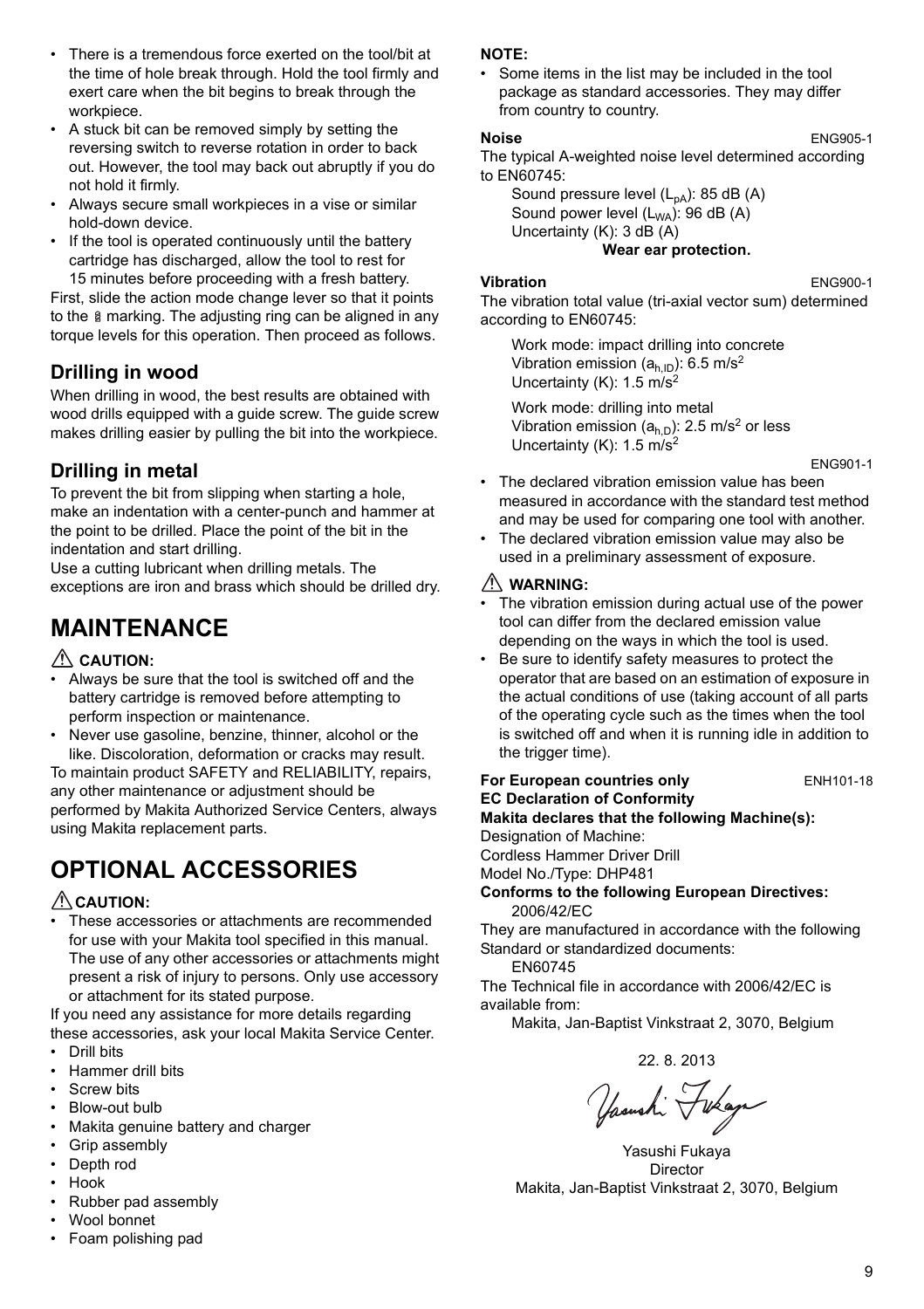- There is a tremendous force exerted on the tool/bit at the time of hole break through. Hold the tool firmly and exert care when the bit begins to break through the workpiece.
- A stuck bit can be removed simply by setting the reversing switch to reverse rotation in order to back out. However, the tool may back out abruptly if you do not hold it firmly.
- Always secure small workpieces in a vise or similar hold-down device.
- If the tool is operated continuously until the battery cartridge has discharged, allow the tool to rest for 15 minutes before proceeding with a fresh battery.

First, slide the action mode change lever so that it points to the 🛢 marking. The adjusting ring can be aligned in any torque levels for this operation. Then proceed as follows.

### Drilling in wood

When drilling in wood, the best results are obtained with wood drills equipped with a guide screw. The guide screw makes drilling easier by pulling the bit into the workpiece.

### Drilling in metal

To prevent the bit from slipping when starting a hole, make an indentation with a center-punch and hammer at the point to be drilled. Place the point of the bit in the indentation and start drilling.

Use a cutting lubricant when drilling metals. The exceptions are iron and brass which should be drilled dry.

## MAINTENANCE

**⚠ CAUTION:**

- Always be sure that the tool is switched off and the battery cartridge is removed before attempting to perform inspection or maintenance.
- Never use gasoline, benzine, thinner, alcohol or the like. Discoloration, deformation or cracks may result.

To maintain product SAFETY and RELIABILITY, repairs, any other maintenance or adjustment should be performed by Makita Authorized Service Centers, always using Makita replacement parts.

## OPTIONAL ACCESSORIES

**⚠ CAUTION:**

- These accessories or attachments are recommended for use with your Makita tool specified in this manual. The use of any other accessories or attachments might present a risk of injury to persons. Only use accessory or attachment for its stated purpose.

If you need any assistance for more details regarding these accessories, ask your local Makita Service Center.

- Drill bits
- Hammer drill bits
- Screw bits
- Blow-out bulb
- Makita genuine battery and charger
- Grip assembly
- Depth rod
- Hook
- Rubber pad assembly
- Wool bonnet
- Foam polishing pad

**NOTE:**

- Some items in the list may be included in the tool package as standard accessories. They may differ from country to country.

**Noise** ENG905-1

The typical A-weighted noise level determined according to EN60745:

Sound pressure level ($L_{pA}$): 85 dB (A)
Sound power level ($L_{WA}$): 96 dB (A)
Uncertainty (K): 3 dB (A)

**Wear ear protection.**

**Vibration** ENG900-1

The vibration total value (tri-axial vector sum) determined according to EN60745:

Work mode: impact drilling into concrete
Vibration emission ($a_{h,ID}$): 6.5 m/s$^2$
Uncertainty (K): 1.5 m/s$^2$

Work mode: drilling into metal
Vibration emission ($a_{h,D}$): 2.5 m/s$^2$ or less
Uncertainty (K): 1.5 m/s$^2$

ENG901-1

- The declared vibration emission value has been measured in accordance with the standard test method and may be used for comparing one tool with another.
- The declared vibration emission value may also be used in a preliminary assessment of exposure.

**⚠ WARNING:**

- The vibration emission during actual use of the power tool can differ from the declared emission value depending on the ways in which the tool is used.
- Be sure to identify safety measures to protect the operator that are based on an estimation of exposure in the actual conditions of use (taking account of all parts of the operating cycle such as the times when the tool is switched off and when it is running idle in addition to the trigger time).

**For European countries only** ENH101-18
**EC Declaration of Conformity**
**Makita declares that the following Machine(s):**
Designation of Machine:
Cordless Hammer Driver Drill
Model No./Type: DHP481
**Conforms to the following European Directives:**
2006/42/EC
They are manufactured in accordance with the following Standard or standardized documents:
EN60745
The Technical file in accordance with 2006/42/EC is available from:
Makita, Jan-Baptist Vinkstraat 2, 3070, Belgium

22. 8. 2013

Yasushi Fukaya
Director
Makita, Jan-Baptist Vinkstraat 2, 3070, Belgium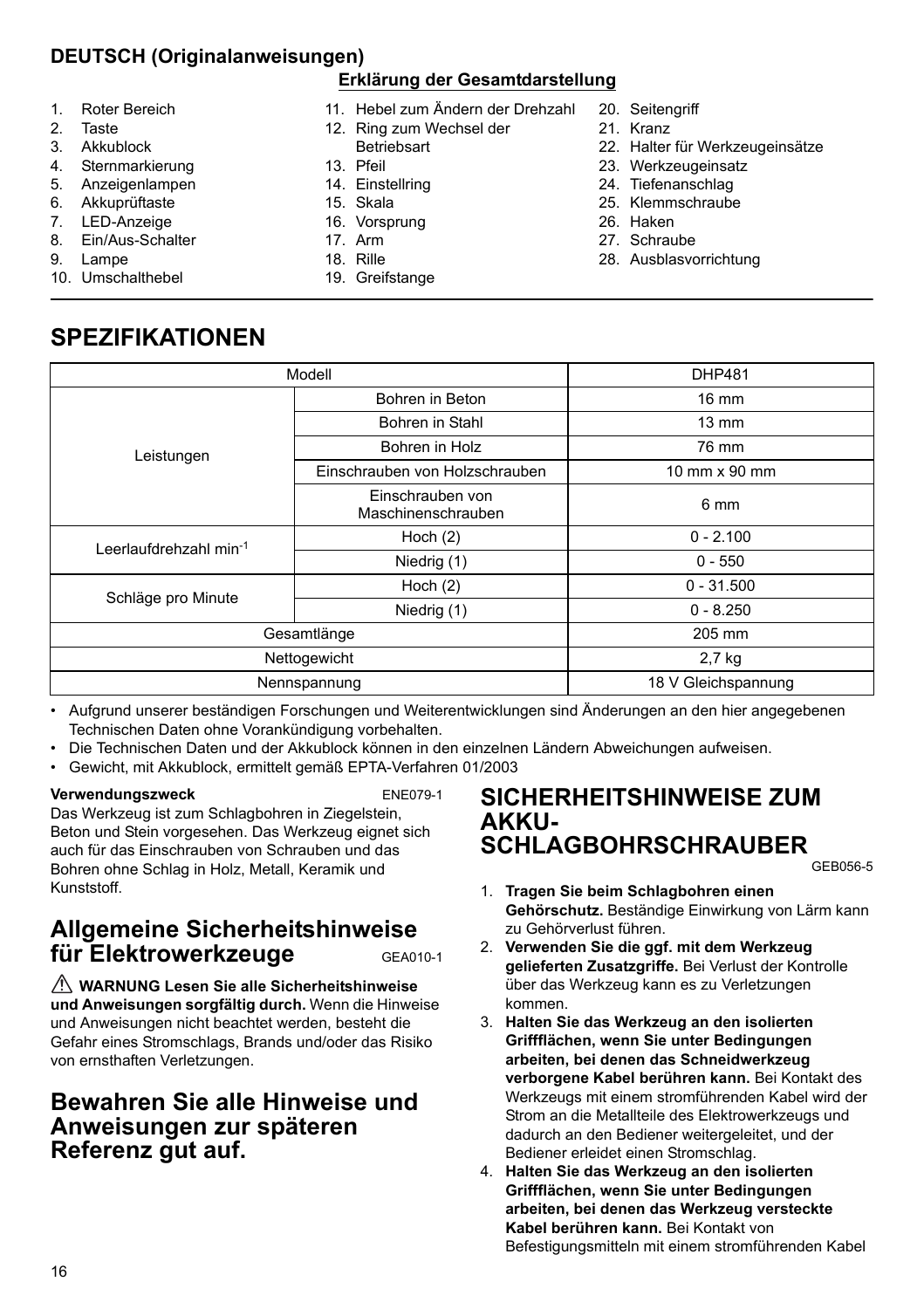## DEUTSCH (Originalanweisungen)

**Erklärung der Gesamtdarstellung**

1. Roter Bereich
2. Taste
3. Akkublock
4. Sternmarkierung
5. Anzeigenlampen
6. Akkuprüftaste
7. LED-Anzeige
8. Ein/Aus-Schalter
9. Lampe
10. Umschalthebel
11. Hebel zum Ändern der Drehzahl
12. Ring zum Wechsel der Betriebsart
13. Pfeil
14. Einstellring
15. Skala
16. Vorsprung
17. Arm
18. Rille
19. Greifstange
20. Seitengriff
21. Kranz
22. Halter für Werkzeugeinsätze
23. Werkzeugeinsatz
24. Tiefenanschlag
25. Klemmschraube
26. Haken
27. Schraube
28. Ausblasvorrichtung

# SPEZIFIKATIONEN

| Modell | | DHP481 |
|---|---|---|
| Leistungen | Bohren in Beton | 16 mm |
| | Bohren in Stahl | 13 mm |
| | Bohren in Holz | 76 mm |
| | Einschrauben von Holzschrauben | 10 mm x 90 mm |
| | Einschrauben von Maschinenschrauben | 6 mm |
| Leerlaufdrehzahl $min^{-1}$ | Hoch (2) | 0 - 2.100 |
| | Niedrig (1) | 0 - 550 |
| Schläge pro Minute | Hoch (2) | 0 - 31.500 |
| | Niedrig (1) | 0 - 8.250 |
| Gesamtlänge | | 205 mm |
| Nettogewicht | | 2,7 kg |
| Nennspannung | | 18 V Gleichspannung |

- Aufgrund unserer beständigen Forschungen und Weiterentwicklungen sind Änderungen an den hier angegebenen Technischen Daten ohne Vorankündigung vorbehalten.
- Die Technischen Daten und der Akkublock können in den einzelnen Ländern Abweichungen aufweisen.
- Gewicht, mit Akkublock, ermittelt gemäß EPTA-Verfahren 01/2003

**Verwendungszweck** ENE079-1

Das Werkzeug ist zum Schlagbohren in Ziegelstein, Beton und Stein vorgesehen. Das Werkzeug eignet sich auch für das Einschrauben von Schrauben und das Bohren ohne Schlag in Holz, Metall, Keramik und Kunststoff.

# Allgemeine Sicherheitshinweise für Elektrowerkzeuge

GEA010-1

⚠ **WARNUNG Lesen Sie alle Sicherheitshinweise und Anweisungen sorgfältig durch.** Wenn die Hinweise und Anweisungen nicht beachtet werden, besteht die Gefahr eines Stromschlags, Brands und/oder das Risiko von ernsthaften Verletzungen.

# Bewahren Sie alle Hinweise und Anweisungen zur späteren Referenz gut auf.

## SICHERHEITSHINWEISE ZUM AKKU-SCHLAGBOHRSCHRAUBER

GEB056-5

1. **Tragen Sie beim Schlagbohren einen Gehörschutz.** Beständige Einwirkung von Lärm kann zu Gehörverlust führen.
2. **Verwenden Sie die ggf. mit dem Werkzeug gelieferten Zusatzgriffe.** Bei Verlust der Kontrolle über das Werkzeug kann es zu Verletzungen kommen.
3. **Halten Sie das Werkzeug an den isolierten Griffflächen, wenn Sie unter Bedingungen arbeiten, bei denen das Schneidwerkzeug verborgene Kabel berühren kann.** Bei Kontakt des Werkzeugs mit einem stromführenden Kabel wird der Strom an die Metallteile des Elektrowerkzeugs und dadurch an den Bediener weitergeleitet, und der Bediener erleidet einen Stromschlag.
4. **Halten Sie das Werkzeug an den isolierten Griffflächen, wenn Sie unter Bedingungen arbeiten, bei denen das Werkzeug versteckte Kabel berühren kann.** Bei Kontakt von Befestigungsmitteln mit einem stromführenden Kabel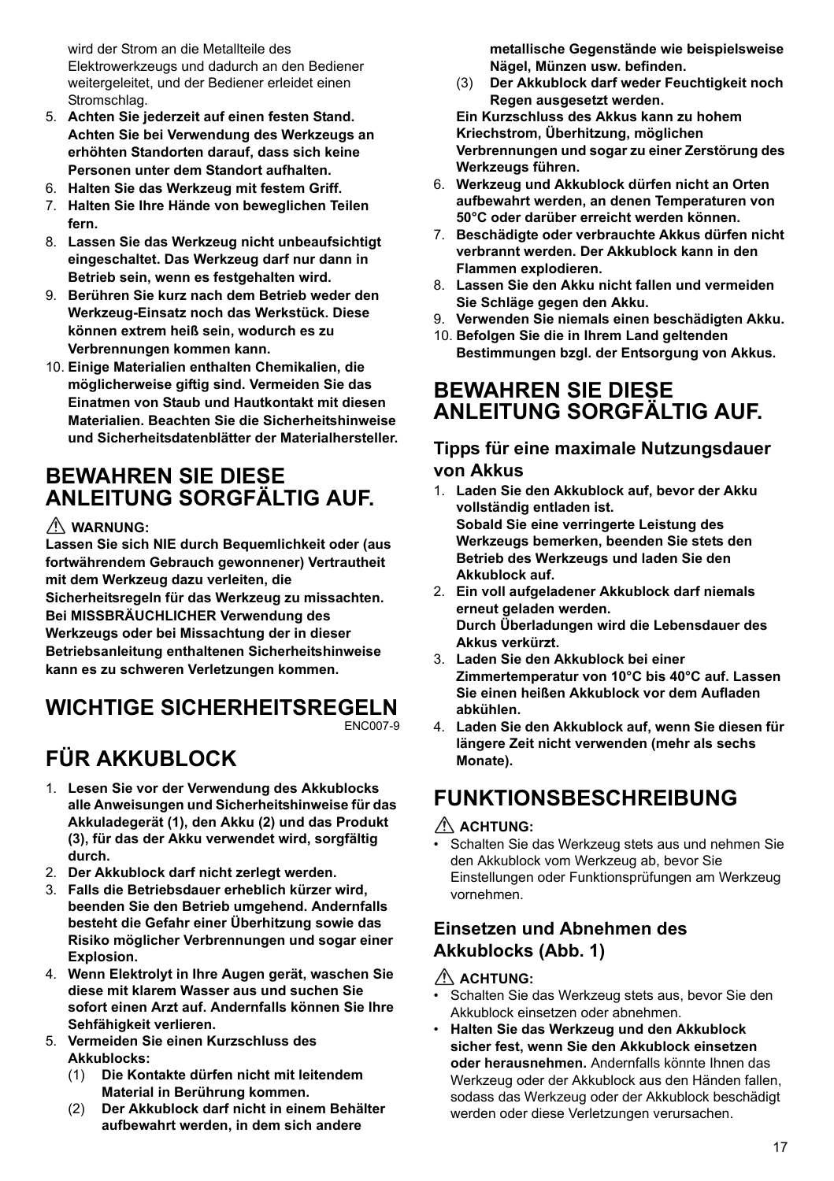wird der Strom an die Metallteile des Elektrowerkzeugs und dadurch an den Bediener weitergeleitet, und der Bediener erleidet einen Stromschlag.

5. **Achten Sie jederzeit auf einen festen Stand. Achten Sie bei Verwendung des Werkzeugs an erhöhten Standorten darauf, dass sich keine Personen unter dem Standort aufhalten.**
6. **Halten Sie das Werkzeug mit festem Griff.**
7. **Halten Sie Ihre Hände von beweglichen Teilen fern.**
8. **Lassen Sie das Werkzeug nicht unbeaufsichtigt eingeschaltet. Das Werkzeug darf nur dann in Betrieb sein, wenn es festgehalten wird.**
9. **Berühren Sie kurz nach dem Betrieb weder den Werkzeug-Einsatz noch das Werkstück. Diese können extrem heiß sein, wodurch es zu Verbrennungen kommen kann.**
10. **Einige Materialien enthalten Chemikalien, die möglicherweise giftig sind. Vermeiden Sie das Einatmen von Staub und Hautkontakt mit diesen Materialien. Beachten Sie die Sicherheitshinweise und Sicherheitsdatenblätter der Materialhersteller.**

# BEWAHREN SIE DIESE ANLEITUNG SORGFÄLTIG AUF.

⚠ **WARNUNG:**

**Lassen Sie sich NIE durch Bequemlichkeit oder (aus fortwährendem Gebrauch gewonnener) Vertrautheit mit dem Werkzeug dazu verleiten, die Sicherheitsregeln für das Werkzeug zu missachten. Bei MISSBRÄUCHLICHER Verwendung des Werkzeugs oder bei Missachtung der in dieser Betriebsanleitung enthaltenen Sicherheitshinweise kann es zu schweren Verletzungen kommen.**

# WICHTIGE SICHERHEITSREGELN

ENC007-9

# FÜR AKKUBLOCK

1. **Lesen Sie vor der Verwendung des Akkublocks alle Anweisungen und Sicherheitshinweise für das Akkuladegerät (1), den Akku (2) und das Produkt (3), für das der Akku verwendet wird, sorgfältig durch.**
2. **Der Akkublock darf nicht zerlegt werden.**
3. **Falls die Betriebsdauer erheblich kürzer wird, beenden Sie den Betrieb umgehend. Andernfalls besteht die Gefahr einer Überhitzung sowie das Risiko möglicher Verbrennungen und sogar einer Explosion.**
4. **Wenn Elektrolyt in Ihre Augen gerät, waschen Sie diese mit klarem Wasser aus und suchen Sie sofort einen Arzt auf. Andernfalls können Sie Ihre Sehfähigkeit verlieren.**
5. **Vermeiden Sie einen Kurzschluss des Akkublocks:**
   (1) **Die Kontakte dürfen nicht mit leitendem Material in Berührung kommen.**
   (2) **Der Akkublock darf nicht in einem Behälter aufbewahrt werden, in dem sich andere metallische Gegenstände wie beispielsweise Nägel, Münzen usw. befinden.**
   (3) **Der Akkublock darf weder Feuchtigkeit noch Regen ausgesetzt werden.**

   **Ein Kurzschluss des Akkus kann zu hohem Kriechstrom, Überhitzung, möglichen Verbrennungen und sogar zu einer Zerstörung des Werkzeugs führen.**
6. **Werkzeug und Akkublock dürfen nicht an Orten aufbewahrt werden, an denen Temperaturen von 50°C oder darüber erreicht werden können.**
7. **Beschädigte oder verbrauchte Akkus dürfen nicht verbrannt werden. Der Akkublock kann in den Flammen explodieren.**
8. **Lassen Sie den Akku nicht fallen und vermeiden Sie Schläge gegen den Akku.**
9. **Verwenden Sie niemals einen beschädigten Akku.**
10. **Befolgen Sie die in Ihrem Land geltenden Bestimmungen bzgl. der Entsorgung von Akkus.**

# BEWAHREN SIE DIESE ANLEITUNG SORGFÄLTIG AUF.

## Tipps für eine maximale Nutzungsdauer von Akkus

1. **Laden Sie den Akkublock auf, bevor der Akku vollständig entladen ist.**
   **Sobald Sie eine verringerte Leistung des Werkzeugs bemerken, beenden Sie stets den Betrieb des Werkzeugs und laden Sie den Akkublock auf.**
2. **Ein voll aufgeladener Akkublock darf niemals erneut geladen werden.**
   **Durch Überladungen wird die Lebensdauer des Akkus verkürzt.**
3. **Laden Sie den Akkublock bei einer Zimmertemperatur von 10°C bis 40°C auf. Lassen Sie einen heißen Akkublock vor dem Aufladen abkühlen.**
4. **Laden Sie den Akkublock auf, wenn Sie diesen für längere Zeit nicht verwenden (mehr als sechs Monate).**

# FUNKTIONSBESCHREIBUNG

⚠ **ACHTUNG:**

- Schalten Sie das Werkzeug stets aus und nehmen Sie den Akkublock vom Werkzeug ab, bevor Sie Einstellungen oder Funktionsprüfungen am Werkzeug vornehmen.

## Einsetzen und Abnehmen des Akkublocks (Abb. 1)

⚠ **ACHTUNG:**

- Schalten Sie das Werkzeug stets aus, bevor Sie den Akkublock einsetzen oder abnehmen.
- **Halten Sie das Werkzeug und den Akkublock sicher fest, wenn Sie den Akkublock einsetzen oder herausnehmen.** Andernfalls könnte Ihnen das Werkzeug oder der Akkublock aus den Händen fallen, sodass das Werkzeug oder der Akkublock beschädigt werden oder diese Verletzungen verursachen.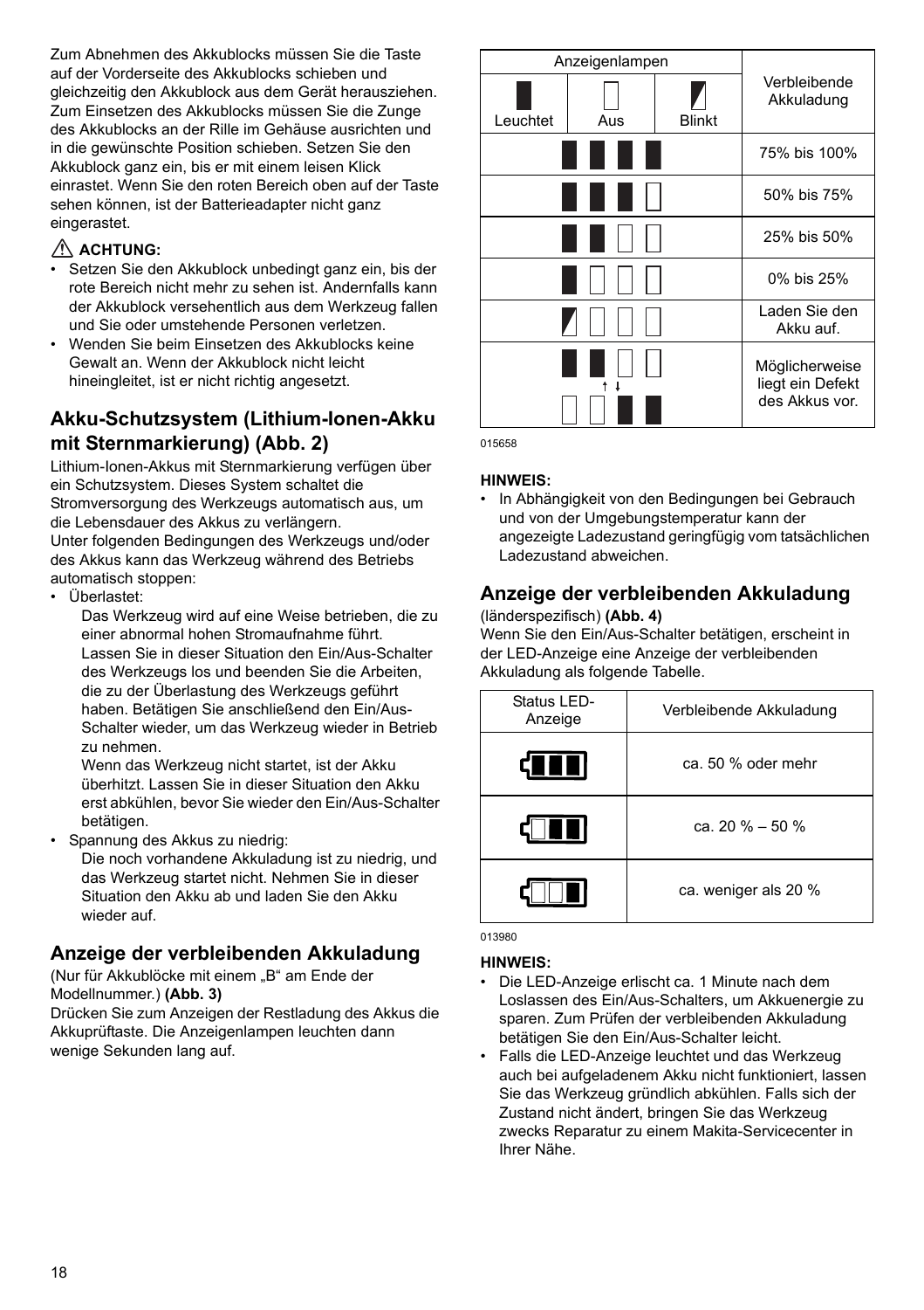Zum Abnehmen des Akkublocks müssen Sie die Taste auf der Vorderseite des Akkublocks schieben und gleichzeitig den Akkublock aus dem Gerät herausziehen. Zum Einsetzen des Akkublocks müssen Sie die Zunge des Akkublocks an der Rille im Gehäuse ausrichten und in die gewünschte Position schieben. Setzen Sie den Akkublock ganz ein, bis er mit einem leisen Klick einrastet. Wenn Sie den roten Bereich oben auf der Taste sehen können, ist der Batterieadapter nicht ganz eingerastet.

**⚠ ACHTUNG:**

- Setzen Sie den Akkublock unbedingt ganz ein, bis der rote Bereich nicht mehr zu sehen ist. Andernfalls kann der Akkublock versehentlich aus dem Werkzeug fallen und Sie oder umstehende Personen verletzen.
- Wenden Sie beim Einsetzen des Akkublocks keine Gewalt an. Wenn der Akkublock nicht leicht hineingleitet, ist er nicht richtig angesetzt.

## Akku-Schutzsystem (Lithium-Ionen-Akku mit Sternmarkierung) (Abb. 2)

Lithium-Ionen-Akkus mit Sternmarkierung verfügen über ein Schutzsystem. Dieses System schaltet die Stromversorgung des Werkzeugs automatisch aus, um die Lebensdauer des Akkus zu verlängern.
Unter folgenden Bedingungen des Werkzeugs und/oder des Akkus kann das Werkzeug während des Betriebs automatisch stoppen:

- Überlastet:
  Das Werkzeug wird auf eine Weise betrieben, die zu einer abnormal hohen Stromaufnahme führt.
  Lassen Sie in dieser Situation den Ein/Aus-Schalter des Werkzeugs los und beenden Sie die Arbeiten, die zu der Überlastung des Werkzeugs geführt haben. Betätigen Sie anschließend den Ein/Aus-Schalter wieder, um das Werkzeug wieder in Betrieb zu nehmen.
  Wenn das Werkzeug nicht startet, ist der Akku überhitzt. Lassen Sie in dieser Situation den Akku erst abkühlen, bevor Sie wieder den Ein/Aus-Schalter betätigen.
- Spannung des Akkus zu niedrig:
  Die noch vorhandene Akkuladung ist zu niedrig, und das Werkzeug startet nicht. Nehmen Sie in dieser Situation den Akku ab und laden Sie den Akku wieder auf.

## Anzeige der verbleibenden Akkuladung

(Nur für Akkublöcke mit einem „B“ am Ende der Modellnummer.) **(Abb. 3)**

Drücken Sie zum Anzeigen der Restladung des Akkus die Akkuprüftaste. Die Anzeigenlampen leuchten dann wenige Sekunden lang auf.

| Anzeigenlampen (■ Leuchtet, □ Aus, ◩ Blinkt) | Verbleibende Akkuladung |
|---|---|
| ■ ■ ■ ■ | 75% bis 100% |
| ■ ■ ■ □ | 50% bis 75% |
| ■ ■ □ □ | 25% bis 50% |
| ■ □ □ □ | 0% bis 25% |
| ◩ □ □ □ | Laden Sie den Akku auf. |
| ■ ■ □ □ ↑↓ □ □ ■ ■ | Möglicherweise liegt ein Defekt des Akkus vor. |

015658

**HINWEIS:**

- In Abhängigkeit von den Bedingungen bei Gebrauch und von der Umgebungstemperatur kann der angezeigte Ladezustand geringfügig vom tatsächlichen Ladezustand abweichen.

## Anzeige der verbleibenden Akkuladung

(länderspezifisch) **(Abb. 4)**

Wenn Sie den Ein/Aus-Schalter betätigen, erscheint in der LED-Anzeige eine Anzeige der verbleibenden Akkuladung als folgende Tabelle.

| Status LED-Anzeige | Verbleibende Akkuladung |
|---|---|
| ■■■ | ca. 50 % oder mehr |
| □■■ | ca. 20 % – 50 % |
| □□■ | ca. weniger als 20 % |

013980

**HINWEIS:**

- Die LED-Anzeige erlischt ca. 1 Minute nach dem Loslassen des Ein/Aus-Schalters, um Akkuenergie zu sparen. Zum Prüfen der verbleibenden Akkuladung betätigen Sie den Ein/Aus-Schalter leicht.
- Falls die LED-Anzeige leuchtet und das Werkzeug auch bei aufgeladenem Akku nicht funktioniert, lassen Sie das Werkzeug gründlich abkühlen. Falls sich der Zustand nicht ändert, bringen Sie das Werkzeug zwecks Reparatur zu einem Makita-Servicecenter in Ihrer Nähe.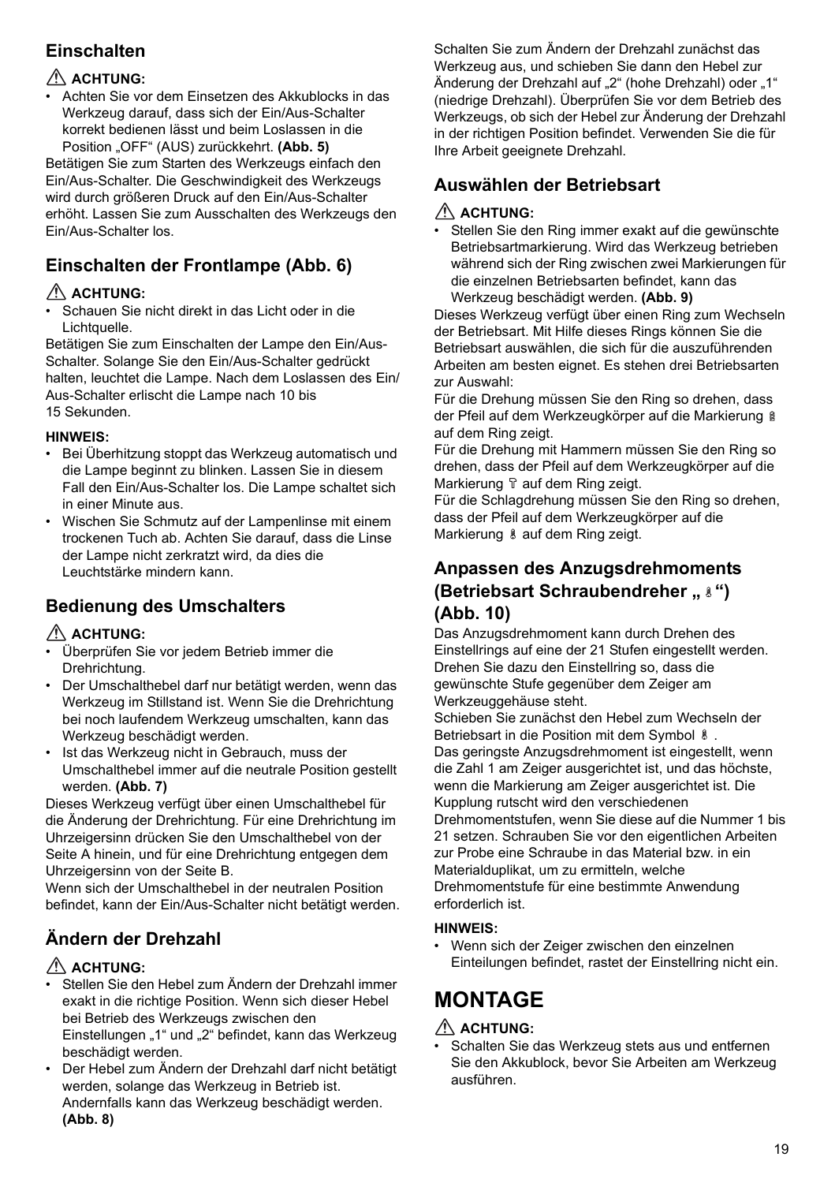## Einschalten

⚠ **ACHTUNG:**

- Achten Sie vor dem Einsetzen des Akkublocks in das Werkzeug darauf, dass sich der Ein/Aus-Schalter korrekt bedienen lässt und beim Loslassen in die Position „OFF“ (AUS) zurückkehrt. **(Abb. 5)**

Betätigen Sie zum Starten des Werkzeugs einfach den Ein/Aus-Schalter. Die Geschwindigkeit des Werkzeugs wird durch größeren Druck auf den Ein/Aus-Schalter erhöht. Lassen Sie zum Ausschalten des Werkzeugs den Ein/Aus-Schalter los.

## Einschalten der Frontlampe (Abb. 6)

⚠ **ACHTUNG:**

- Schauen Sie nicht direkt in das Licht oder in die Lichtquelle.

Betätigen Sie zum Einschalten der Lampe den Ein/Aus-Schalter. Solange Sie den Ein/Aus-Schalter gedrückt halten, leuchtet die Lampe. Nach dem Loslassen des Ein/Aus-Schalter erlischt die Lampe nach 10 bis 15 Sekunden.

**HINWEIS:**

- Bei Überhitzung stoppt das Werkzeug automatisch und die Lampe beginnt zu blinken. Lassen Sie in diesem Fall den Ein/Aus-Schalter los. Die Lampe schaltet sich in einer Minute aus.
- Wischen Sie Schmutz auf der Lampenlinse mit einem trockenen Tuch ab. Achten Sie darauf, dass die Linse der Lampe nicht zerkratzt wird, da dies die Leuchtstärke mindern kann.

## Bedienung des Umschalters

⚠ **ACHTUNG:**

- Überprüfen Sie vor jedem Betrieb immer die Drehrichtung.
- Der Umschalthebel darf nur betätigt werden, wenn das Werkzeug im Stillstand ist. Wenn Sie die Drehrichtung bei noch laufendem Werkzeug umschalten, kann das Werkzeug beschädigt werden.
- Ist das Werkzeug nicht in Gebrauch, muss der Umschalthebel immer auf die neutrale Position gestellt werden. **(Abb. 7)**

Dieses Werkzeug verfügt über einen Umschalthebel für die Änderung der Drehrichtung. Für eine Drehrichtung im Uhrzeigersinn drücken Sie den Umschalthebel von der Seite A hinein, und für eine Drehrichtung entgegen dem Uhrzeigersinn von der Seite B.

Wenn sich der Umschalthebel in der neutralen Position befindet, kann der Ein/Aus-Schalter nicht betätigt werden.

## Ändern der Drehzahl

⚠ **ACHTUNG:**

- Stellen Sie den Hebel zum Ändern der Drehzahl immer exakt in die richtige Position. Wenn sich dieser Hebel bei Betrieb des Werkzeugs zwischen den Einstellungen „1“ und „2“ befindet, kann das Werkzeug beschädigt werden.
- Der Hebel zum Ändern der Drehzahl darf nicht betätigt werden, solange das Werkzeug in Betrieb ist. Andernfalls kann das Werkzeug beschädigt werden. **(Abb. 8)**

Schalten Sie zum Ändern der Drehzahl zunächst das Werkzeug aus, und schieben Sie dann den Hebel zur Änderung der Drehzahl auf „2“ (hohe Drehzahl) oder „1“ (niedrige Drehzahl). Überprüfen Sie vor dem Betrieb des Werkzeugs, ob sich der Hebel zur Änderung der Drehzahl in der richtigen Position befindet. Verwenden Sie die für Ihre Arbeit geeignete Drehzahl.

## Auswählen der Betriebsart

⚠ **ACHTUNG:**

- Stellen Sie den Ring immer exakt auf die gewünschte Betriebsartmarkierung. Wird das Werkzeug betrieben während sich der Ring zwischen zwei Markierungen für die einzelnen Betriebsarten befindet, kann das Werkzeug beschädigt werden. **(Abb. 9)**

Dieses Werkzeug verfügt über einen Ring zum Wechseln der Betriebsart. Mit Hilfe dieses Rings können Sie die Betriebsart auswählen, die sich für die auszuführenden Arbeiten am besten eignet. Es stehen drei Betriebsarten zur Auswahl:

Für die Drehung müssen Sie den Ring so drehen, dass der Pfeil auf dem Werkzeugkörper auf die Markierung auf dem Ring zeigt.

Für die Drehung mit Hammern müssen Sie den Ring so drehen, dass der Pfeil auf dem Werkzeugkörper auf die Markierung auf dem Ring zeigt.

Für die Schlagdrehung müssen Sie den Ring so drehen, dass der Pfeil auf dem Werkzeugkörper auf die Markierung auf dem Ring zeigt.

## Anpassen des Anzugsdrehmoments (Betriebsart Schraubendreher „ “) (Abb. 10)

Das Anzugsdrehmoment kann durch Drehen des Einstellrings auf eine der 21 Stufen eingestellt werden. Drehen Sie dazu den Einstellring so, dass die gewünschte Stufe gegenüber dem Zeiger am Werkzeuggehäuse steht.

Schieben Sie zunächst den Hebel zum Wechseln der Betriebsart in die Position mit dem Symbol .

Das geringste Anzugsdrehmoment ist eingestellt, wenn die Zahl 1 am Zeiger ausgerichtet ist, und das höchste, wenn die Markierung am Zeiger ausgerichtet ist. Die Kupplung rutscht wird den verschiedenen Drehmomentstufen, wenn Sie diese auf die Nummer 1 bis 21 setzen. Schrauben Sie vor den eigentlichen Arbeiten zur Probe eine Schraube in das Material bzw. in ein Materialduplikat, um zu ermitteln, welche Drehmomentstufe für eine bestimmte Anwendung erforderlich ist.

**HINWEIS:**

- Wenn sich der Zeiger zwischen den einzelnen Einteilungen befindet, rastet der Einstellring nicht ein.

# MONTAGE

⚠ **ACHTUNG:**

- Schalten Sie das Werkzeug stets aus und entfernen Sie den Akkublock, bevor Sie Arbeiten am Werkzeug ausführen.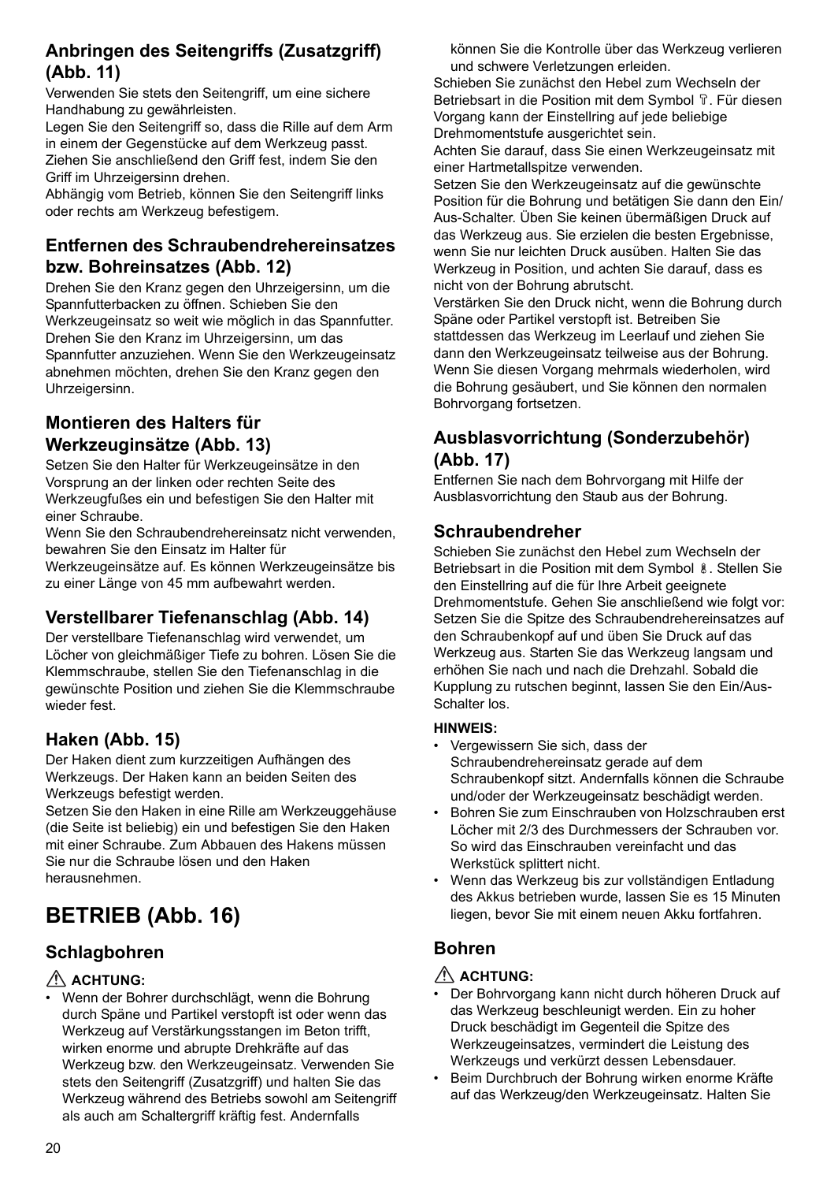## Anbringen des Seitengriffs (Zusatzgriff) (Abb. 11)

Verwenden Sie stets den Seitengriff, um eine sichere Handhabung zu gewährleisten.
Legen Sie den Seitengriff so, dass die Rille auf dem Arm in einem der Gegenstücke auf dem Werkzeug passt. Ziehen Sie anschließend den Griff fest, indem Sie den Griff im Uhrzeigersinn drehen.
Abhängig vom Betrieb, können Sie den Seitengriff links oder rechts am Werkzeug befestigem.

## Entfernen des Schraubendrehereinsatzes bzw. Bohreinsatzes (Abb. 12)

Drehen Sie den Kranz gegen den Uhrzeigersinn, um die Spannfutterbacken zu öffnen. Schieben Sie den Werkzeugeinsatz so weit wie möglich in das Spannfutter. Drehen Sie den Kranz im Uhrzeigersinn, um das Spannfutter anzuziehen. Wenn Sie den Werkzeugeinsatz abnehmen möchten, drehen Sie den Kranz gegen den Uhrzeigersinn.

## Montieren des Halters für Werkzeuginsätze (Abb. 13)

Setzen Sie den Halter für Werkzeugeinsätze in den Vorsprung an der linken oder rechten Seite des Werkzeugfußes ein und befestigen Sie den Halter mit einer Schraube.
Wenn Sie den Schraubendrehereinsatz nicht verwenden, bewahren Sie den Einsatz im Halter für Werkzeugeinsätze auf. Es können Werkzeugeinsätze bis zu einer Länge von 45 mm aufbewahrt werden.

## Verstellbarer Tiefenanschlag (Abb. 14)

Der verstellbare Tiefenanschlag wird verwendet, um Löcher von gleichmäßiger Tiefe zu bohren. Lösen Sie die Klemmschraube, stellen Sie den Tiefenanschlag in die gewünschte Position und ziehen Sie die Klemmschraube wieder fest.

## Haken (Abb. 15)

Der Haken dient zum kurzzeitigen Aufhängen des Werkzeugs. Der Haken kann an beiden Seiten des Werkzeugs befestigt werden.
Setzen Sie den Haken in eine Rille am Werkzeuggehäuse (die Seite ist beliebig) ein und befestigen Sie den Haken mit einer Schraube. Zum Abbauen des Hakens müssen Sie nur die Schraube lösen und den Haken herausnehmen.

# BETRIEB (Abb. 16)

## Schlagbohren

**⚠ ACHTUNG:**

- Wenn der Bohrer durchschlägt, wenn die Bohrung durch Späne und Partikel verstopft ist oder wenn das Werkzeug auf Verstärkungsstangen im Beton trifft, wirken enorme und abrupte Drehkräfte auf das Werkzeug bzw. den Werkzeugeinsatz. Verwenden Sie stets den Seitengriff (Zusatzgriff) und halten Sie das Werkzeug während des Betriebs sowohl am Seitengriff als auch am Schaltergriff kräftig fest. Andernfalls können Sie die Kontrolle über das Werkzeug verlieren und schwere Verletzungen erleiden.

Schieben Sie zunächst den Hebel zum Wechseln der Betriebsart in die Position mit dem Symbol ⫪. Für diesen Vorgang kann der Einstellring auf jede beliebige Drehmomentstufe ausgerichtet sein.
Achten Sie darauf, dass Sie einen Werkzeugeinsatz mit einer Hartmetallspitze verwenden.
Setzen Sie den Werkzeugeinsatz auf die gewünschte Position für die Bohrung und betätigen Sie dann den Ein/Aus-Schalter. Üben Sie keinen übermäßigen Druck auf das Werkzeug aus. Sie erzielen die besten Ergebnisse, wenn Sie nur leichten Druck ausüben. Halten Sie das Werkzeug in Position, und achten Sie darauf, dass es nicht von der Bohrung abrutscht.
Verstärken Sie den Druck nicht, wenn die Bohrung durch Späne oder Partikel verstopft ist. Betreiben Sie stattdessen das Werkzeug im Leerlauf und ziehen Sie dann den Werkzeugeinsatz teilweise aus der Bohrung. Wenn Sie diesen Vorgang mehrmals wiederholen, wird die Bohrung gesäubert, und Sie können den normalen Bohrvorgang fortsetzen.

## Ausblasvorrichtung (Sonderzubehör) (Abb. 17)

Entfernen Sie nach dem Bohrvorgang mit Hilfe der Ausblasvorrichtung den Staub aus der Bohrung.

## Schraubendreher

Schieben Sie zunächst den Hebel zum Wechseln der Betriebsart in die Position mit dem Symbol 🔩. Stellen Sie den Einstellring auf die für Ihre Arbeit geeignete Drehmomentstufe. Gehen Sie anschließend wie folgt vor: Setzen Sie die Spitze des Schraubendrehereinsatzes auf den Schraubenkopf auf und üben Sie Druck auf das Werkzeug aus. Starten Sie das Werkzeug langsam und erhöhen Sie nach und nach die Drehzahl. Sobald die Kupplung zu rutschen beginnt, lassen Sie den Ein/Aus-Schalter los.

**HINWEIS:**

- Vergewissern Sie sich, dass der Schraubendrehereinsatz gerade auf dem Schraubenkopf sitzt. Andernfalls können die Schraube und/oder der Werkzeugeinsatz beschädigt werden.
- Bohren Sie zum Einschrauben von Holzschrauben erst Löcher mit 2/3 des Durchmessers der Schrauben vor. So wird das Einschrauben vereinfacht und das Werkstück splittert nicht.
- Wenn das Werkzeug bis zur vollständigen Entladung des Akkus betrieben wurde, lassen Sie es 15 Minuten liegen, bevor Sie mit einem neuen Akku fortfahren.

## Bohren

**⚠ ACHTUNG:**

- Der Bohrvorgang kann nicht durch höheren Druck auf das Werkzeug beschleunigt werden. Ein zu hoher Druck beschädigt im Gegenteil die Spitze des Werkzeugeinsatzes, vermindert die Leistung des Werkzeugs und verkürzt dessen Lebensdauer.
- Beim Durchbruch der Bohrung wirken enorme Kräfte auf das Werkzeug/den Werkzeugeinsatz. Halten Sie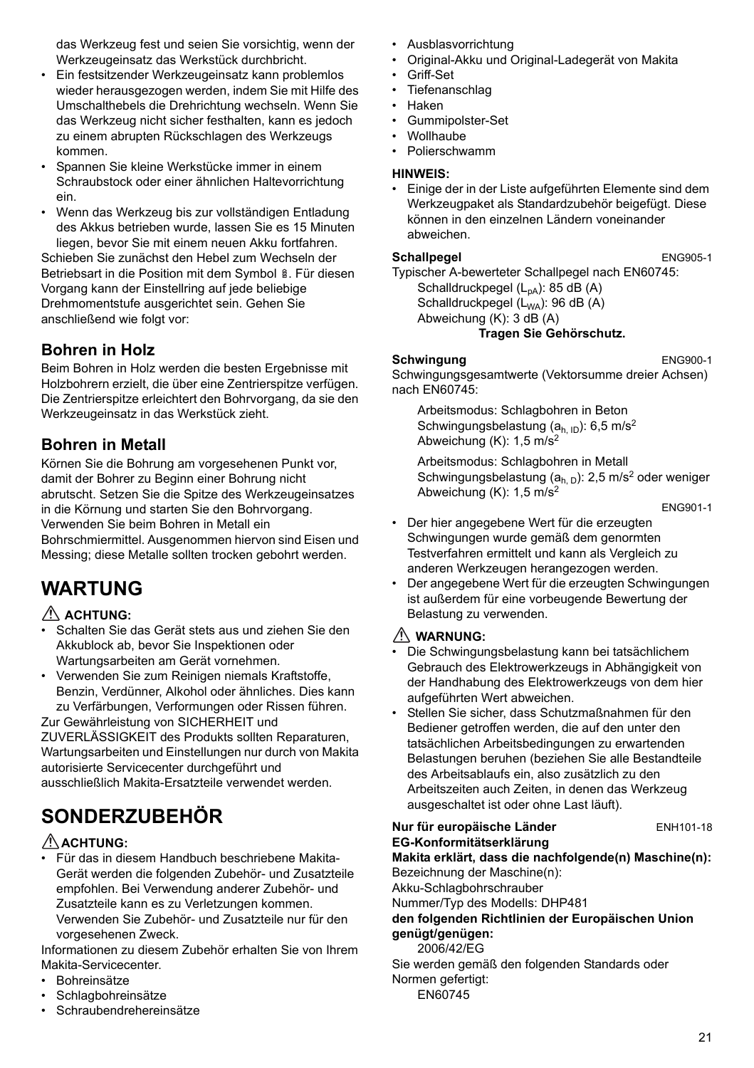das Werkzeug fest und seien Sie vorsichtig, wenn der Werkzeugeinsatz das Werkstück durchbricht.

- Ein festsitzender Werkzeugeinsatz kann problemlos wieder herausgezogen werden, indem Sie mit Hilfe des Umschalthebels die Drehrichtung wechseln. Wenn Sie das Werkzeug nicht sicher festhalten, kann es jedoch zu einem abrupten Rückschlagen des Werkzeugs kommen.
- Spannen Sie kleine Werkstücke immer in einem Schraubstock oder einer ähnlichen Haltevorrichtung ein.
- Wenn das Werkzeug bis zur vollständigen Entladung des Akkus betrieben wurde, lassen Sie es 15 Minuten liegen, bevor Sie mit einem neuen Akku fortfahren.

Schieben Sie zunächst den Hebel zum Wechseln der Betriebsart in die Position mit dem Symbol 🔩. Für diesen Vorgang kann der Einstellring auf jede beliebige Drehmomentstufe ausgerichtet sein. Gehen Sie anschließend wie folgt vor:

### Bohren in Holz

Beim Bohren in Holz werden die besten Ergebnisse mit Holzbohrern erzielt, die über eine Zentrierspitze verfügen. Die Zentrierspitze erleichtert den Bohrvorgang, da sie den Werkzeugeinsatz in das Werkstück zieht.

### Bohren in Metall

Körnen Sie die Bohrung am vorgesehenen Punkt vor, damit der Bohrer zu Beginn einer Bohrung nicht abrutscht. Setzen Sie die Spitze des Werkzeugeinsatzes in die Körnung und starten Sie den Bohrvorgang. Verwenden Sie beim Bohren in Metall ein Bohrschmiermittel. Ausgenommen hiervon sind Eisen und Messing; diese Metalle sollten trocken gebohrt werden.

## WARTUNG

⚠ **ACHTUNG:**

- Schalten Sie das Gerät stets aus und ziehen Sie den Akkublock ab, bevor Sie Inspektionen oder Wartungsarbeiten am Gerät vornehmen.
- Verwenden Sie zum Reinigen niemals Kraftstoffe, Benzin, Verdünner, Alkohol oder ähnliches. Dies kann zu Verfärbungen, Verformungen oder Rissen führen.

Zur Gewährleistung von SICHERHEIT und ZUVERLÄSSIGKEIT des Produkts sollten Reparaturen, Wartungsarbeiten und Einstellungen nur durch von Makita autorisierte Servicecenter durchgeführt und ausschließlich Makita-Ersatzteile verwendet werden.

## SONDERZUBEHÖR

⚠ **ACHTUNG:**

- Für das in diesem Handbuch beschriebene Makita-Gerät werden die folgenden Zubehör- und Zusatzteile empfohlen. Bei Verwendung anderer Zubehör- und Zusatzteile kann es zu Verletzungen kommen. Verwenden Sie Zubehör- und Zusatzteile nur für den vorgesehenen Zweck.

Informationen zu diesem Zubehör erhalten Sie von Ihrem Makita-Servicecenter.

- Bohreinsätze
- Schlagbohreinsätze
- Schraubendrehereinsätze
- Ausblasvorrichtung
- Original-Akku und Original-Ladegerät von Makita
- Griff-Set
- Tiefenanschlag
- Haken
- Gummipolster-Set
- Wollhaube
- Polierschwamm

**HINWEIS:**

- Einige der in der Liste aufgeführten Elemente sind dem Werkzeugpaket als Standardzubehör beigefügt. Diese können in den einzelnen Ländern voneinander abweichen.

**Schallpegel** ENG905-1

Typischer A-bewerteter Schallpegel nach EN60745:

Schalldruckpegel ($L_{pA}$): 85 dB (A)
Schalldruckpegel ($L_{WA}$): 96 dB (A)
Abweichung (K): 3 dB (A)

**Tragen Sie Gehörschutz.**

**Schwingung** ENG900-1

Schwingungsgesamtwerte (Vektorsumme dreier Achsen) nach EN60745:

Arbeitsmodus: Schlagbohren in Beton
Schwingungsbelastung ($a_{h, ID}$): 6,5 $m/s^2$
Abweichung (K): 1,5 $m/s^2$

Arbeitsmodus: Schlagbohren in Metall
Schwingungsbelastung ($a_{h, D}$): 2,5 $m/s^2$ oder weniger
Abweichung (K): 1,5 $m/s^2$

ENG901-1

- Der hier angegebene Wert für die erzeugten Schwingungen wurde gemäß dem genormten Testverfahren ermittelt und kann als Vergleich zu anderen Werkzeugen herangezogen werden.
- Der angegebene Wert für die erzeugten Schwingungen ist außerdem für eine vorbeugende Bewertung der Belastung zu verwenden.

⚠ **WARNUNG:**

- Die Schwingungsbelastung kann bei tatsächlichem Gebrauch des Elektrowerkzeugs in Abhängigkeit von der Handhabung des Elektrowerkzeugs von dem hier aufgeführten Wert abweichen.
- Stellen Sie sicher, dass Schutzmaßnahmen für den Bediener getroffen werden, die auf den unter den tatsächlichen Arbeitsbedingungen zu erwartenden Belastungen beruhen (beziehen Sie alle Bestandteile des Arbeitsablaufs ein, also zusätzlich zu den Arbeitszeiten auch Zeiten, in denen das Werkzeug ausgeschaltet ist oder ohne Last läuft).

**Nur für europäische Länder** ENH101-18
**EG-Konformitätserklärung**
**Makita erklärt, dass die nachfolgende(n) Maschine(n):**
Bezeichnung der Maschine(n):
Akku-Schlagbohrschrauber
Nummer/Typ des Modells: DHP481
**den folgenden Richtlinien der Europäischen Union genügt/genügen:**
2006/42/EG
Sie werden gemäß den folgenden Standards oder Normen gefertigt:
EN60745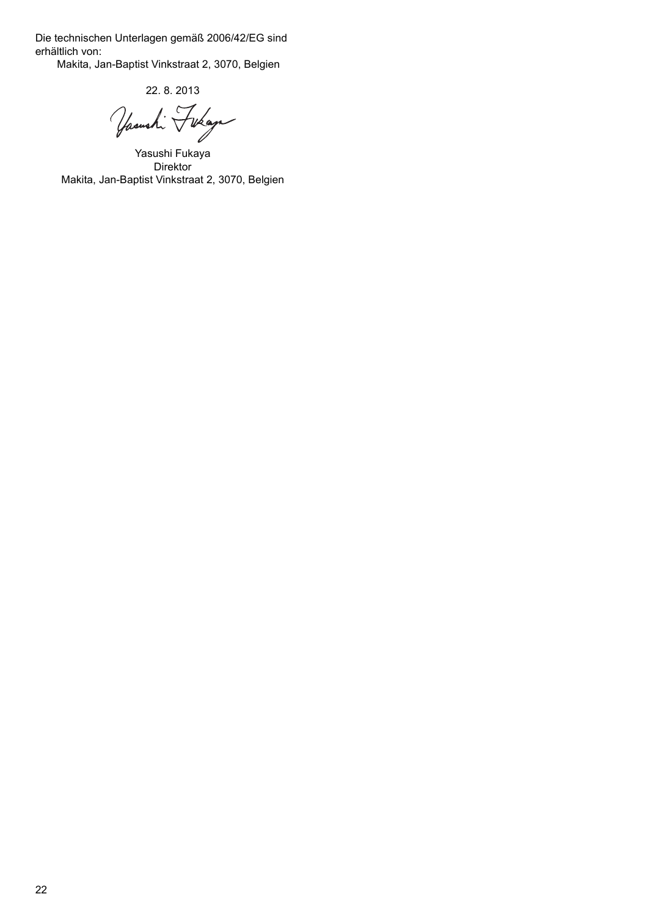Die technischen Unterlagen gemäß 2006/42/EG sind erhältlich von:

Makita, Jan-Baptist Vinkstraat 2, 3070, Belgien

22. 8. 2013

Yasushi Fukaya
Direktor
Makita, Jan-Baptist Vinkstraat 2, 3070, Belgien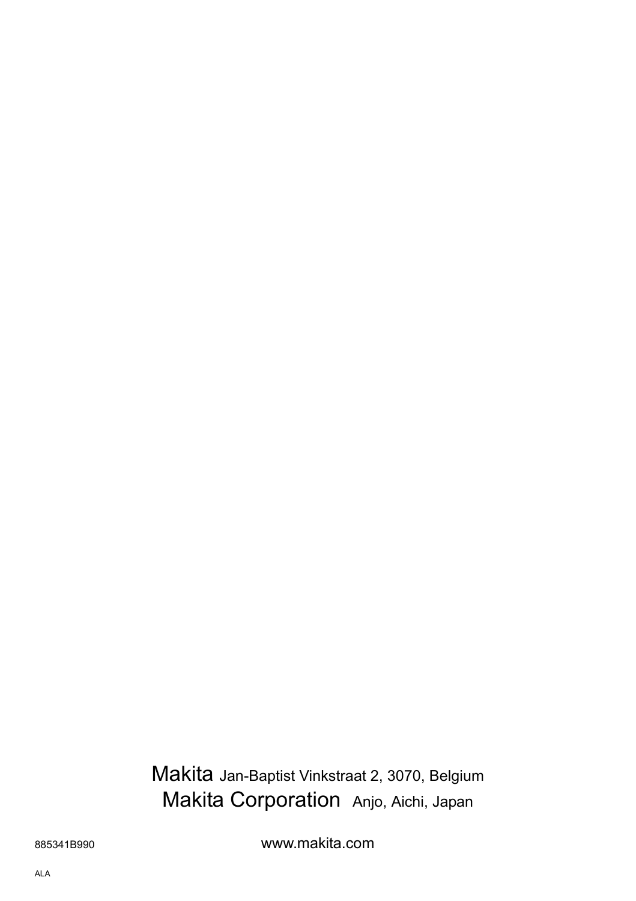Makita Jan-Baptist Vinkstraat 2, 3070, Belgium

Makita Corporation Anjo, Aichi, Japan

885341B990

www.makita.com

ALA